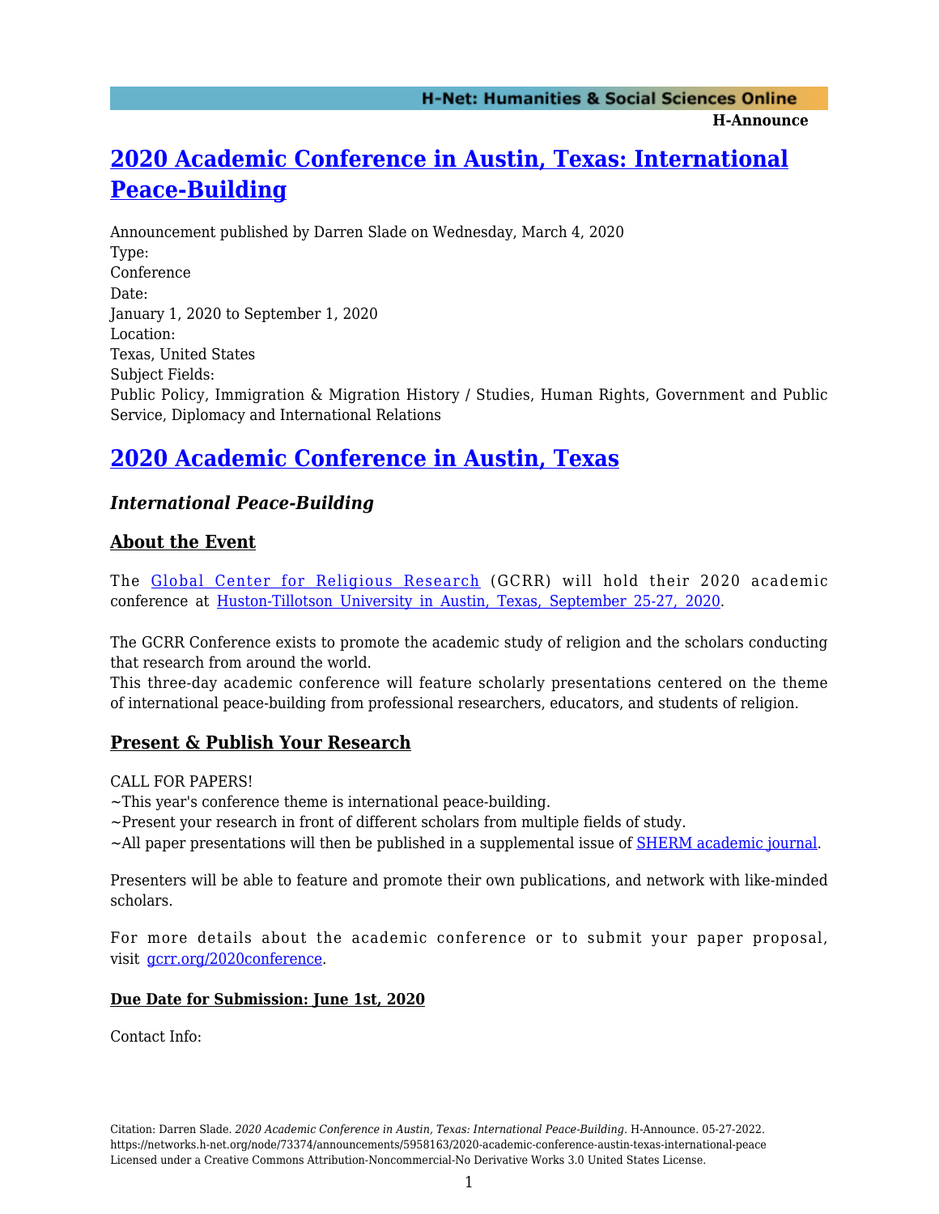# [2020 Academic Conference in Austin, Texas: International Peace-Building]

Announcement published by Darren Slade on Wednesday, March 4, 2020

Type:
Conference

Date:
January 1, 2020 to September 1, 2020

Location:
Texas, United States

Subject Fields:
Public Policy, Immigration & Migration History / Studies, Human Rights, Government and Public Service, Diplomacy and International Relations

## 2020 Academic Conference in Austin, Texas

### *International Peace-Building*

### About the Event

The Global Center for Religious Research (GCRR) will hold their 2020 academic conference at Huston-Tillotson University in Austin, Texas, September 25-27, 2020.

The GCRR Conference exists to promote the academic study of religion and the scholars conducting that research from around the world.
This three-day academic conference will feature scholarly presentations centered on the theme of international peace-building from professional researchers, educators, and students of religion.

### Present & Publish Your Research

CALL FOR PAPERS!
~This year's conference theme is international peace-building.
~Present your research in front of different scholars from multiple fields of study.
~All paper presentations will then be published in a supplemental issue of SHERM academic journal.

Presenters will be able to feature and promote their own publications, and network with like-minded scholars.

For more details about the academic conference or to submit your paper proposal, visit gcrr.org/2020conference.

**Due Date for Submission: June 1st, 2020**

Contact Info: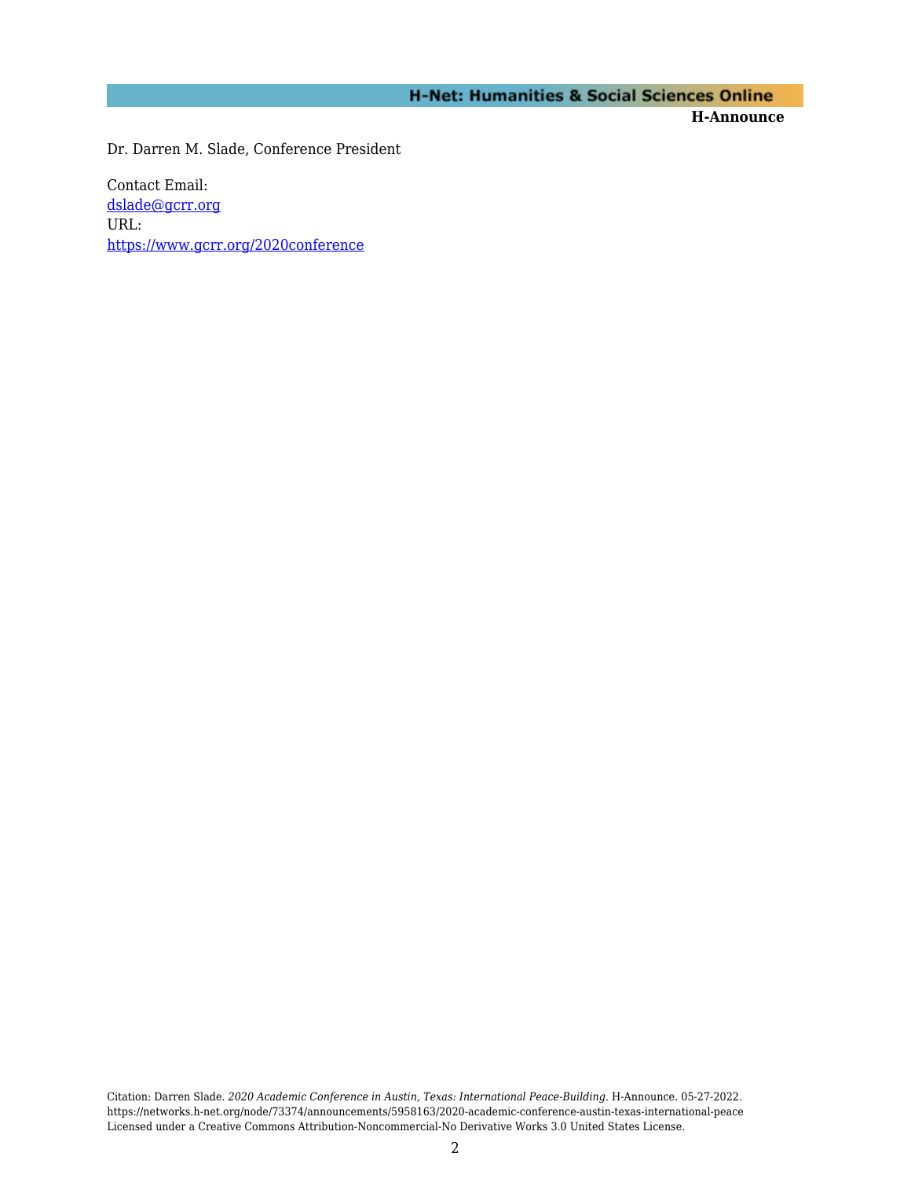Dr. Darren M. Slade, Conference President

Contact Email:
[dslade@gcrr.org](mailto:dslade@gcrr.org)
URL:
[https://www.gcrr.org/2020conference](https://www.gcrr.org/2020conference)